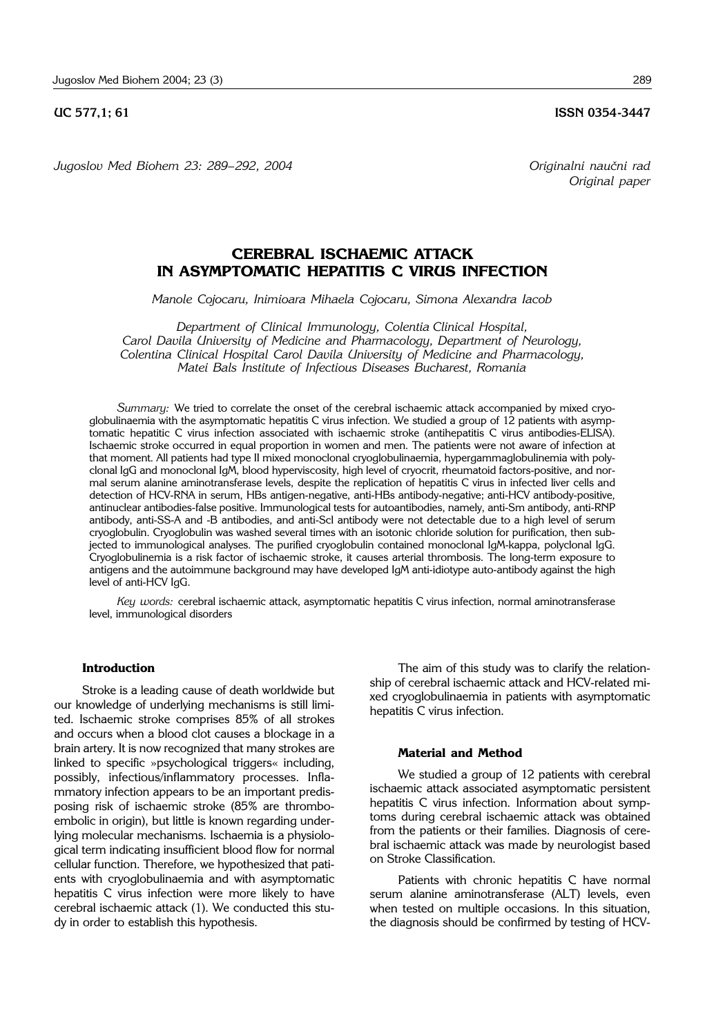UC 577,1; 61 ISSN 0354-3447

*Jugoslov Med Biohem 23: 289–292, 2004*

*Originalni naučni rad*
*Original paper*

# CEREBRAL ISCHAEMIC ATTACK IN ASYMPTOMATIC HEPATITIS C VIRUS INFECTION

*Manole Cojocaru, Inimioara Mihaela Cojocaru, Simona Alexandra Iacob*

*Department of Clinical Immunology, Colentia Clinical Hospital, Carol Davila University of Medicine and Pharmacology, Department of Neurology, Colentina Clinical Hospital Carol Davila University of Medicine and Pharmacology, Matei Bals Institute of Infectious Diseases Bucharest, Romania*

*Summary:* We tried to correlate the onset of the cerebral ischaemic attack accompanied by mixed cryoglobulinaemia with the asymptomatic hepatitis C virus infection. We studied a group of 12 patients with asymptomatic hepatitic C virus infection associated with ischaemic stroke (antihepatitis C virus antibodies-ELISA). Ischaemic stroke occurred in equal proportion in women and men. The patients were not aware of infection at that moment. All patients had type II mixed monoclonal cryoglobulinaemia, hypergammaglobulinemia with polyclonal IgG and monoclonal IgM, blood hyperviscosity, high level of cryocrit, rheumatoid factors-positive, and normal serum alanine aminotransferase levels, despite the replication of hepatitis C virus in infected liver cells and detection of HCV-RNA in serum, HBs antigen-negative, anti-HBs antibody-negative; anti-HCV antibody-positive, antinuclear antibodies-false positive. Immunological tests for autoantibodies, namely, anti-Sm antibody, anti-RNP antibody, anti-SS-A and -B antibodies, and anti-Scl antibody were not detectable due to a high level of serum cryoglobulin. Cryoglobulin was washed several times with an isotonic chloride solution for purification, then subjected to immunological analyses. The purified cryoglobulin contained monoclonal IgM-kappa, polyclonal IgG. Cryoglobulinemia is a risk factor of ischaemic stroke, it causes arterial thrombosis. The long-term exposure to antigens and the autoimmune background may have developed IgM anti-idiotype auto-antibody against the high level of anti-HCV IgG.

*Key words:* cerebral ischaemic attack, asymptomatic hepatitis C virus infection, normal aminotransferase level, immunological disorders

## Introduction

Stroke is a leading cause of death worldwide but our knowledge of underlying mechanisms is still limited. Ischaemic stroke comprises 85% of all strokes and occurs when a blood clot causes a blockage in a brain artery. It is now recognized that many strokes are linked to specific »psychological triggers« including, possibly, infectious/inflammatory processes. Inflammatory infection appears to be an important predisposing risk of ischaemic stroke (85% are thromboembolic in origin), but little is known regarding underlying molecular mechanisms. Ischaemia is a physiological term indicating insufficient blood flow for normal cellular function. Therefore, we hypothesized that patients with cryoglobulinaemia and with asymptomatic hepatitis C virus infection were more likely to have cerebral ischaemic attack (1). We conducted this study in order to establish this hypothesis.

The aim of this study was to clarify the relationship of cerebral ischaemic attack and HCV-related mixed cryoglobulinaemia in patients with asymptomatic hepatitis C virus infection.

## Material and Method

We studied a group of 12 patients with cerebral ischaemic attack associated asymptomatic persistent hepatitis C virus infection. Information about symptoms during cerebral ischaemic attack was obtained from the patients or their families. Diagnosis of cerebral ischaemic attack was made by neurologist based on Stroke Classification.

Patients with chronic hepatitis C have normal serum alanine aminotransferase (ALT) levels, even when tested on multiple occasions. In this situation, the diagnosis should be confirmed by testing of HCV-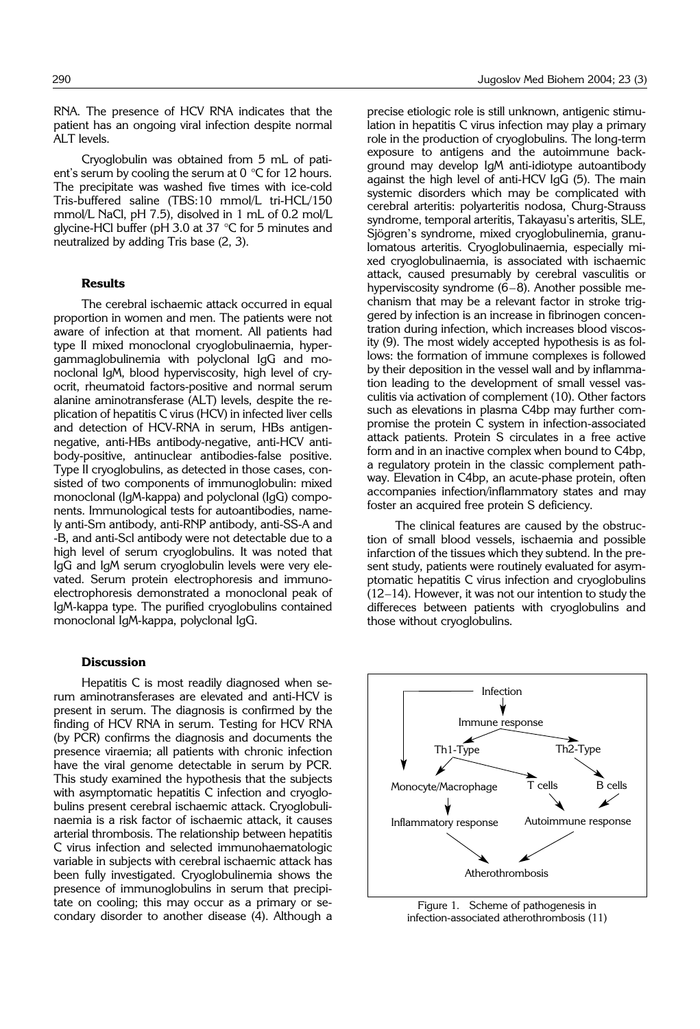RNA. The presence of HCV RNA indicates that the patient has an ongoing viral infection despite normal ALT levels.

Cryoglobulin was obtained from 5 mL of patient's serum by cooling the serum at 0 °C for 12 hours. The precipitate was washed five times with ice-cold Tris-buffered saline (TBS:10 mmol/L tri-HCL/150 mmol/L NaCl, pH 7.5), disolved in 1 mL of 0.2 mol/L glycine-HCl buffer (pH 3.0 at 37 °C for 5 minutes and neutralized by adding Tris base (2, 3).

### Results

The cerebral ischaemic attack occurred in equal proportion in women and men. The patients were not aware of infection at that moment. All patients had type II mixed monoclonal cryoglobulinaemia, hypergammaglobulinemia with polyclonal IgG and monoclonal IgM, blood hyperviscosity, high level of cryocrit, rheumatoid factors-positive and normal serum alanine aminotransferase (ALT) levels, despite the replication of hepatitis C virus (HCV) in infected liver cells and detection of HCV-RNA in serum, HBs antigen-negative, anti-HBs antibody-negative, anti-HCV antibody-positive, antinuclear antibodies-false positive. Type II cryoglobulins, as detected in those cases, consisted of two components of immunoglobulin: mixed monoclonal (IgM-kappa) and polyclonal (IgG) components. Immunological tests for autoantibodies, namely anti-Sm antibody, anti-RNP antibody, anti-SS-A and -B, and anti-Scl antibody were not detectable due to a high level of serum cryoglobulins. It was noted that IgG and IgM serum cryoglobulin levels were very elevated. Serum protein electrophoresis and immunoelectrophoresis demonstrated a monoclonal peak of IgM-kappa type. The purified cryoglobulins contained monoclonal IgM-kappa, polyclonal IgG.

### Discussion

Hepatitis C is most readily diagnosed when serum aminotransferases are elevated and anti-HCV is present in serum. The diagnosis is confirmed by the finding of HCV RNA in serum. Testing for HCV RNA (by PCR) confirms the diagnosis and documents the presence viraemia; all patients with chronic infection have the viral genome detectable in serum by PCR. This study examined the hypothesis that the subjects with asymptomatic hepatitis C infection and cryoglobulins present cerebral ischaemic attack. Cryoglobulinaemia is a risk factor of ischaemic attack, it causes arterial thrombosis. The relationship between hepatitis C virus infection and selected immunohaematologic variable in subjects with cerebral ischaemic attack has been fully investigated. Cryoglobulinemia shows the presence of immunoglobulins in serum that precipitate on cooling; this may occur as a primary or secondary disorder to another disease (4). Although a precise etiologic role is still unknown, antigenic stimulation in hepatitis C virus infection may play a primary role in the production of cryoglobulins. The long-term exposure to antigens and the autoimmune background may develop IgM anti-idiotype autoantibody against the high level of anti-HCV IgG (5). The main systemic disorders which may be complicated with cerebral arteritis: polyarteritis nodosa, Churg-Strauss syndrome, temporal arteritis, Takayasu's arteritis, SLE, Sjögren's syndrome, mixed cryoglobulinemia, granulomatous arteritis. Cryoglobulinaemia, especially mixed cryoglobulinaemia, is associated with ischaemic attack, caused presumably by cerebral vasculitis or hyperviscosity syndrome (6–8). Another possible mechanism that may be a relevant factor in stroke triggered by infection is an increase in fibrinogen concentration during infection, which increases blood viscosity (9). The most widely accepted hypothesis is as follows: the formation of immune complexes is followed by their deposition in the vessel wall and by inflammation leading to the development of small vessel vasculitis via activation of complement (10). Other factors such as elevations in plasma C4bp may further compromise the protein C system in infection-associated attack patients. Protein S circulates in a free active form and in an inactive complex when bound to C4bp, a regulatory protein in the classic complement pathway. Elevation in C4bp, an acute-phase protein, often accompanies infection/inflammatory states and may foster an acquired free protein S deficiency.

The clinical features are caused by the obstruction of small blood vessels, ischaemia and possible infarction of the tissues which they subtend. In the present study, patients were routinely evaluated for asymptomatic hepatitis C virus infection and cryoglobulins (12–14). However, it was not our intention to study the differeces between patients with cryoglobulins and those without cryoglobulins.

Figure 1. Scheme of pathogenesis in infection-associated atherothrombosis (11)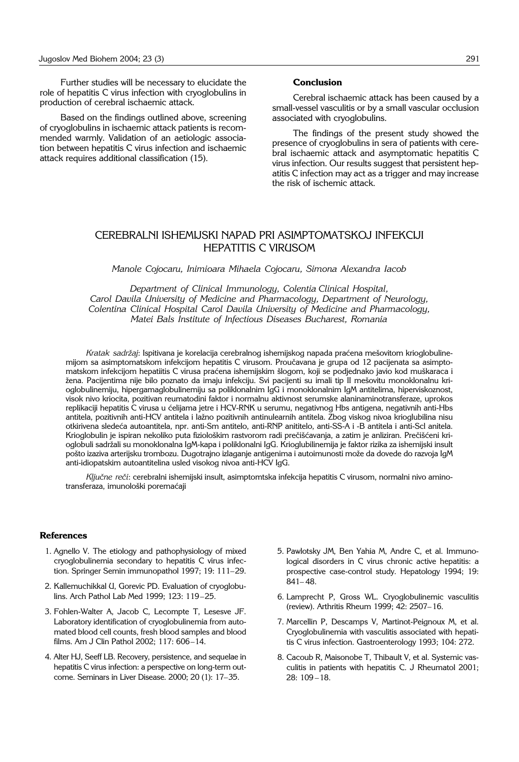Further studies will be necessary to elucidate the role of hepatitis C virus infection with cryoglobulins in production of cerebral ischaemic attack.

Based on the findings outlined above, screening of cryoglobulins in ischaemic attack patients is recommended warmly. Validation of an aetiologic association between hepatitis C virus infection and ischaemic attack requires additional classification (15).

**Conclusion**

Cerebral ischaemic attack has been caused by a small-vessel vasculitis or by a small vascular occlusion associated with cryoglobulins.

The findings of the present study showed the presence of cryoglobulins in sera of patients with cerebral ischaemic attack and asymptomatic hepatitis C virus infection. Our results suggest that persistent hepatitis C infection may act as a trigger and may increase the risk of ischemic attack.

## CEREBRALNI ISHEMIJSKI NAPAD PRI ASIMPTOMATSKOJ INFEKCIJI HEPATITIS C VIRUSOM

*Manole Cojocaru, Inimioara Mihaela Cojocaru, Simona Alexandra Iacob*

*Department of Clinical Immunology, Colentia Clinical Hospital, Carol Davila University of Medicine and Pharmacology, Department of Neurology, Colentina Clinical Hospital Carol Davila University of Medicine and Pharmacology, Matei Bals Institute of Infectious Diseases Bucharest, Romania*

*Kratak sadržaj*: Ispitivana je korelacija cerebralnog ishemijskog napada praćena mešovitom krioglobulinemijom sa asimptomatskom infekcijom hepatitis C virusom. Proučavana je grupa od 12 pacijenata sa asimptomatskom infekcijom hepatiitis C virusa praćena ishemijskim šlogom, koji se podjednako javio kod muškaraca i žena. Pacijentima nije bilo poznato da imaju infekciju. Svi pacijenti su imali tip II mešovitu monoklonalnu krioglobulinemiju, hipergamaglobulinemiju sa poliklonalnim IgG i monoklonalnim IgM antitelima, hiperviskoznost, visok nivo kriocita, pozitivan reumatodini faktor i normalnu aktivnost serumske alaninaminotransferaze, uprokos replikaciji hepatitis C virusa u ćelijama jetre i HCV-RNK u serumu, negativnog Hbs antigena, negativnih anti-Hbs antitela, pozitivnih anti-HCV antitela i lažno pozitivnih antinulearnih antitela. Zbog viskog nivoa krioglubilina nisu otkirivena sledeća autoantitela, npr. anti-Sm antitelo, anti-RNP anititelo, anti-SS-A i -B antitela i anti-Scl anitela. Krioglobulin je ispiran nekoliko puta fiziološkim rastvorom radi prečišćavanja, a zatim je anliziran. Prečišćeni krioglobuli sadržali su monoklonalna IgM-kapa i poliklonalni IgG. Krioglubilinemija je faktor rizika za ishemijski insult pošto izaziva arterijsku trombozu. Dugotrajno izlaganje antigenima i autoimunosti može da dovede do razvoja IgM anti-idiopatskim autoantitelina usled visokog nivoa anti-HCV IgG.

*Ključne reči*: cerebralni ishemijski insult, asimptomtska infekcija hepatitis C virusom, normalni nivo aminotransferaza, imunološki poremaćaji

### References

1. Agnello V. The etiology and pathophysiology of mixed cryoglobulinemia secondary to hepatitis C virus infection. Springer Semin immunopathol 1997; 19: 111–29.
2. Kallemuchikkal U, Gorevic PD. Evaluation of cryoglobulins. Arch Pathol Lab Med 1999; 123: 119–25.
3. Fohlen-Walter A, Jacob C, Lecompte T, Lesesve JF. Laboratory identification of cryoglobulinemia from automated blood cell counts, fresh blood samples and blood films. Am J Clin Pathol 2002; 117: 606–14.
4. Alter HJ, Seeff LB. Recovery, persistence, and sequelae in hepatitis C virus infection: a perspective on long-term outcome. Seminars in Liver Disease. 2000; 20 (1): 17–35.
5. Pawlotsky JM, Ben Yahia M, Andre C, et al. Immunological disorders in C virus chronic active hepatitis: a prospective case-control study. Hepatology 1994; 19: 841–48.
6. Lamprecht P, Gross WL. Cryoglobulinemic vasculitis (review). Arthritis Rheum 1999; 42: 2507–16.
7. Marcellin P, Descamps V, Martinot-Peignoux M, et al. Cryoglobulinemia with vasculitis associated with hepatitis C virus infection. Gastroenterology 1993; 104: 272.
8. Cacoub R, Maisonobe T, Thibault V, et al. Systemic vasculitis in patients with hepatitis C. J Rheumatol 2001; 28: 109–18.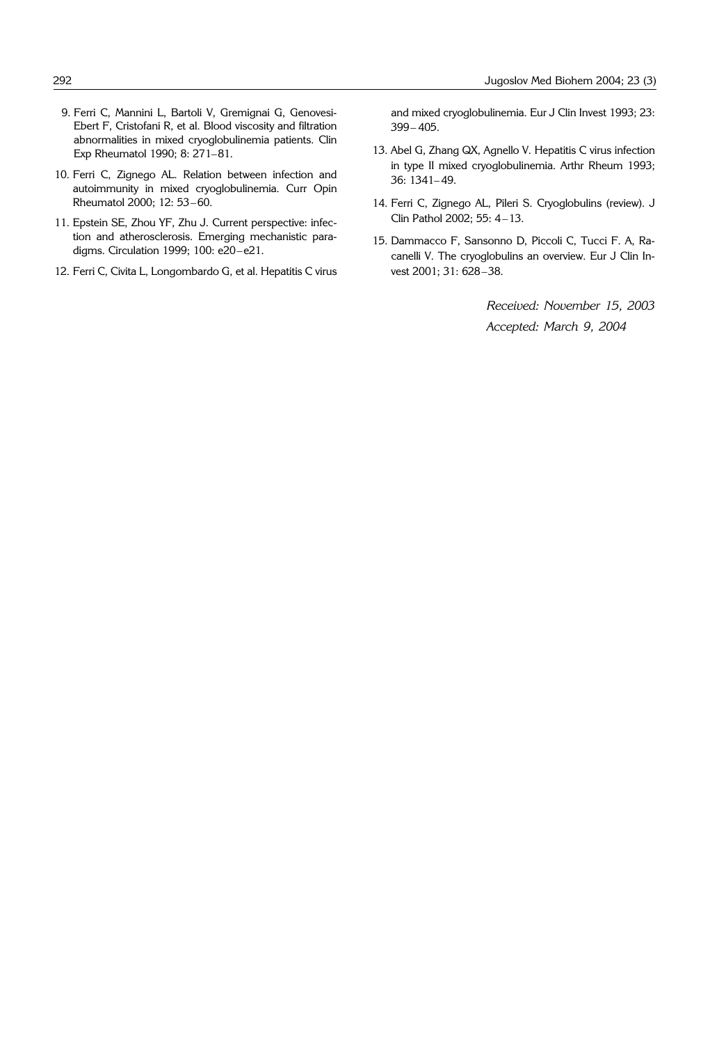9. Ferri C, Mannini L, Bartoli V, Gremignai G, Genovesi-Ebert F, Cristofani R, et al. Blood viscosity and filtration abnormalities in mixed cryoglobulinemia patients. Clin Exp Rheumatol 1990; 8: 271–81.
10. Ferri C, Zignego AL. Relation between infection and autoimmunity in mixed cryoglobulinemia. Curr Opin Rheumatol 2000; 12: 53–60.
11. Epstein SE, Zhou YF, Zhu J. Current perspective: infection and atherosclerosis. Emerging mechanistic paradigms. Circulation 1999; 100: e20–e21.
12. Ferri C, Civita L, Longombardo G, et al. Hepatitis C virus and mixed cryoglobulinemia. Eur J Clin Invest 1993; 23: 399–405.
13. Abel G, Zhang QX, Agnello V. Hepatitis C virus infection in type II mixed cryoglobulinemia. Arthr Rheum 1993; 36: 1341–49.
14. Ferri C, Zignego AL, Pileri S. Cryoglobulins (review). J Clin Pathol 2002; 55: 4–13.
15. Dammacco F, Sansonno D, Piccoli C, Tucci F. A, Racanelli V. The cryoglobulins an overview. Eur J Clin Invest 2001; 31: 628–38.

*Received: November 15, 2003*

*Accepted: March 9, 2004*